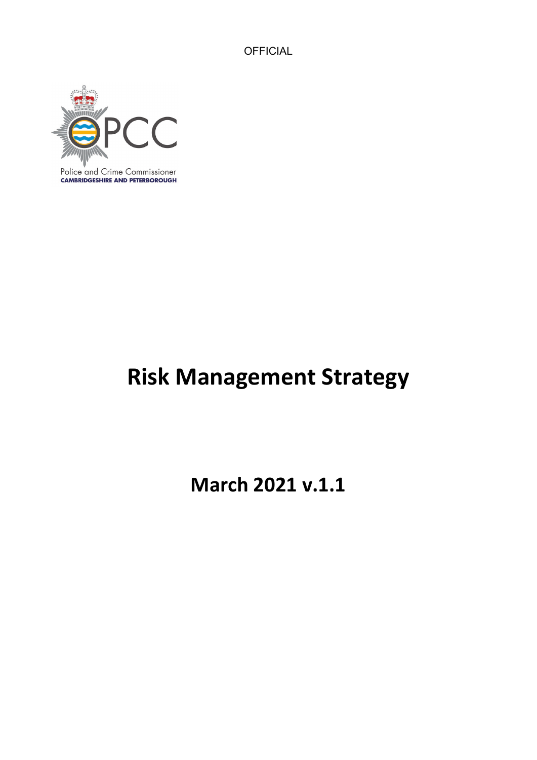OFFICIAL

Police and Crime Commissioner
CAMBRIDGESHIRE AND PETERBOROUGH

# Risk Management Strategy

## March 2021 v.1.1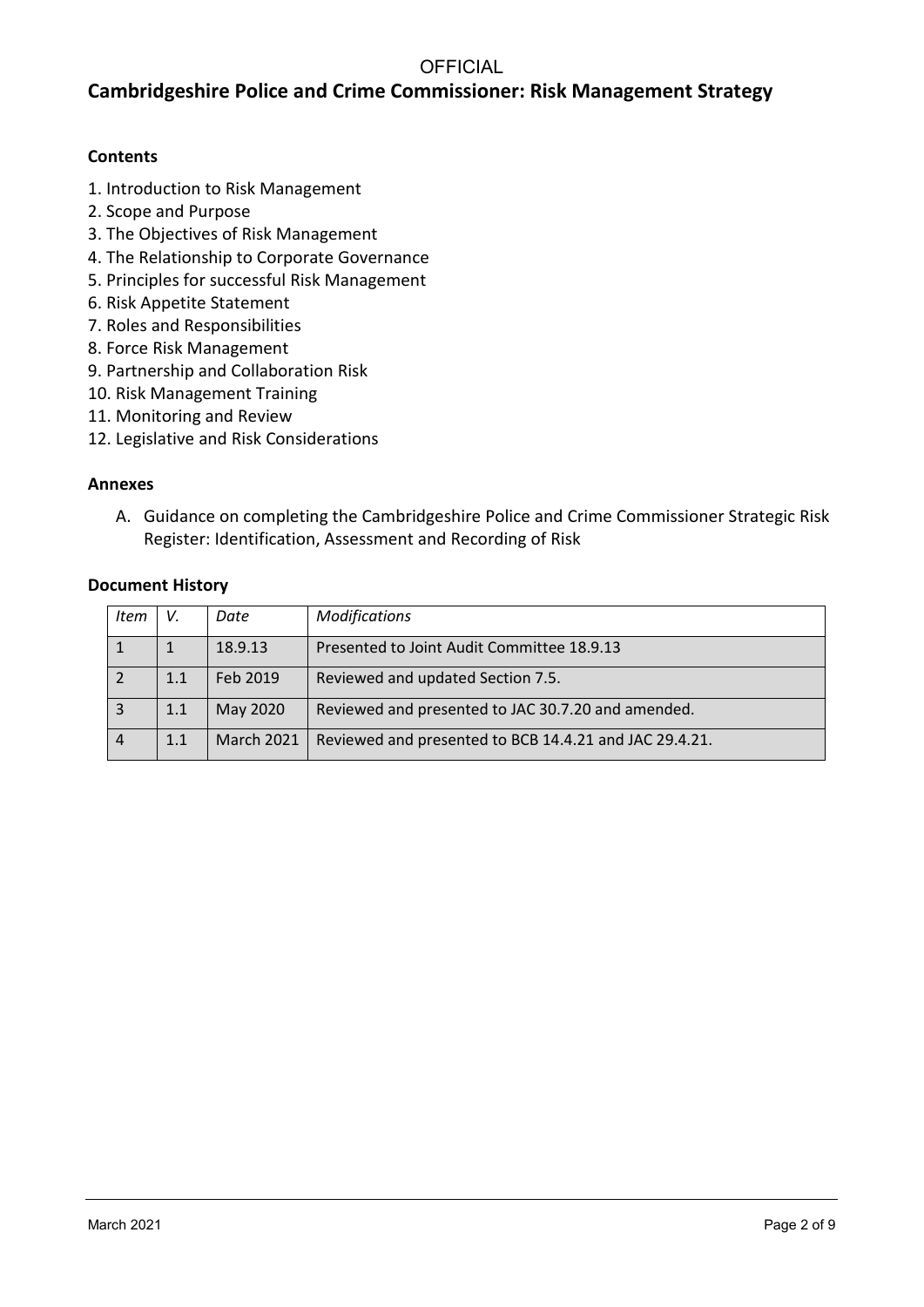# Cambridgeshire Police and Crime Commissioner: Risk Management Strategy

**Contents**

1. Introduction to Risk Management
2. Scope and Purpose
3. The Objectives of Risk Management
4. The Relationship to Corporate Governance
5. Principles for successful Risk Management
6. Risk Appetite Statement
7. Roles and Responsibilities
8. Force Risk Management
9. Partnership and Collaboration Risk
10. Risk Management Training
11. Monitoring and Review
12. Legislative and Risk Considerations

**Annexes**

A. Guidance on completing the Cambridgeshire Police and Crime Commissioner Strategic Risk Register: Identification, Assessment and Recording of Risk

**Document History**

| *Item* | *V.* | *Date* | *Modifications* |
|---|---|---|---|
| 1 | 1 | 18.9.13 | Presented to Joint Audit Committee 18.9.13 |
| 2 | 1.1 | Feb 2019 | Reviewed and updated Section 7.5. |
| 3 | 1.1 | May 2020 | Reviewed and presented to JAC 30.7.20 and amended. |
| 4 | 1.1 | March 2021 | Reviewed and presented to BCB 14.4.21 and JAC 29.4.21. |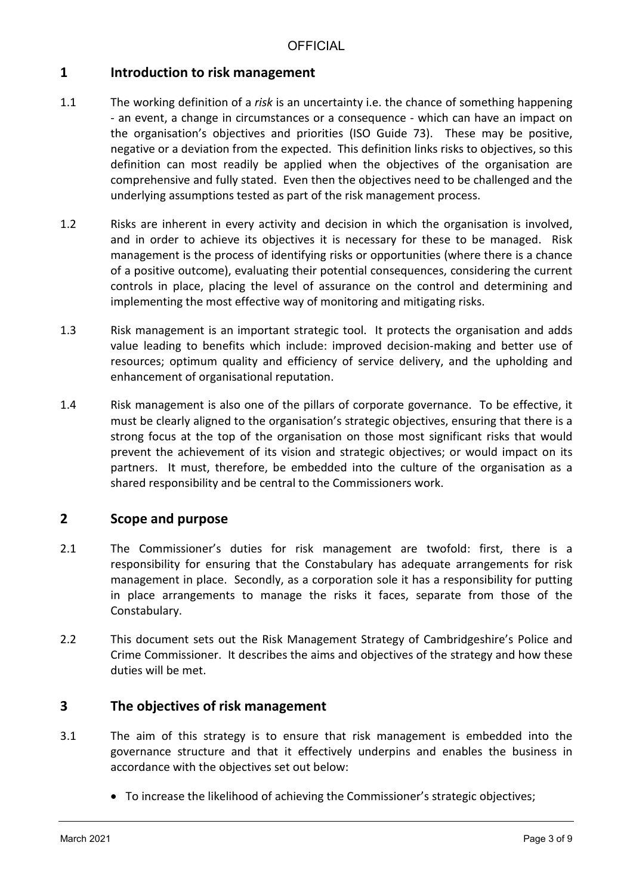## 1 Introduction to risk management

1.1 The working definition of a *risk* is an uncertainty i.e. the chance of something happening - an event, a change in circumstances or a consequence - which can have an impact on the organisation's objectives and priorities (ISO Guide 73). These may be positive, negative or a deviation from the expected. This definition links risks to objectives, so this definition can most readily be applied when the objectives of the organisation are comprehensive and fully stated. Even then the objectives need to be challenged and the underlying assumptions tested as part of the risk management process.

1.2 Risks are inherent in every activity and decision in which the organisation is involved, and in order to achieve its objectives it is necessary for these to be managed. Risk management is the process of identifying risks or opportunities (where there is a chance of a positive outcome), evaluating their potential consequences, considering the current controls in place, placing the level of assurance on the control and determining and implementing the most effective way of monitoring and mitigating risks.

1.3 Risk management is an important strategic tool. It protects the organisation and adds value leading to benefits which include: improved decision-making and better use of resources; optimum quality and efficiency of service delivery, and the upholding and enhancement of organisational reputation.

1.4 Risk management is also one of the pillars of corporate governance. To be effective, it must be clearly aligned to the organisation's strategic objectives, ensuring that there is a strong focus at the top of the organisation on those most significant risks that would prevent the achievement of its vision and strategic objectives; or would impact on its partners. It must, therefore, be embedded into the culture of the organisation as a shared responsibility and be central to the Commissioners work.

## 2 Scope and purpose

2.1 The Commissioner's duties for risk management are twofold: first, there is a responsibility for ensuring that the Constabulary has adequate arrangements for risk management in place. Secondly, as a corporation sole it has a responsibility for putting in place arrangements to manage the risks it faces, separate from those of the Constabulary.

2.2 This document sets out the Risk Management Strategy of Cambridgeshire's Police and Crime Commissioner. It describes the aims and objectives of the strategy and how these duties will be met.

## 3 The objectives of risk management

3.1 The aim of this strategy is to ensure that risk management is embedded into the governance structure and that it effectively underpins and enables the business in accordance with the objectives set out below:

- To increase the likelihood of achieving the Commissioner's strategic objectives;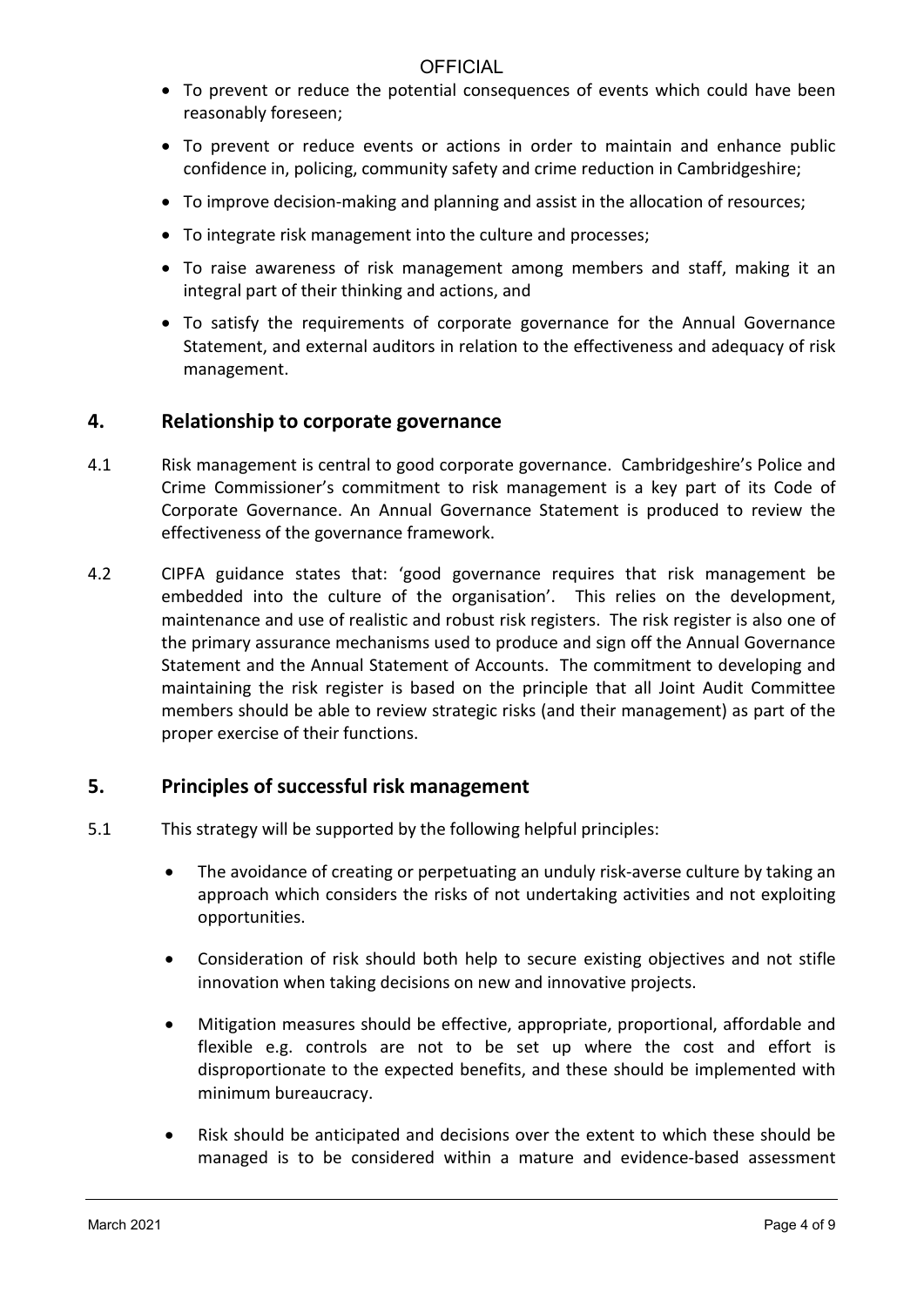- To prevent or reduce the potential consequences of events which could have been reasonably foreseen;
- To prevent or reduce events or actions in order to maintain and enhance public confidence in, policing, community safety and crime reduction in Cambridgeshire;
- To improve decision-making and planning and assist in the allocation of resources;
- To integrate risk management into the culture and processes;
- To raise awareness of risk management among members and staff, making it an integral part of their thinking and actions, and
- To satisfy the requirements of corporate governance for the Annual Governance Statement, and external auditors in relation to the effectiveness and adequacy of risk management.

## 4. Relationship to corporate governance

4.1 Risk management is central to good corporate governance. Cambridgeshire's Police and Crime Commissioner's commitment to risk management is a key part of its Code of Corporate Governance. An Annual Governance Statement is produced to review the effectiveness of the governance framework.

4.2 CIPFA guidance states that: 'good governance requires that risk management be embedded into the culture of the organisation'. This relies on the development, maintenance and use of realistic and robust risk registers. The risk register is also one of the primary assurance mechanisms used to produce and sign off the Annual Governance Statement and the Annual Statement of Accounts. The commitment to developing and maintaining the risk register is based on the principle that all Joint Audit Committee members should be able to review strategic risks (and their management) as part of the proper exercise of their functions.

## 5. Principles of successful risk management

5.1 This strategy will be supported by the following helpful principles:

- The avoidance of creating or perpetuating an unduly risk-averse culture by taking an approach which considers the risks of not undertaking activities and not exploiting opportunities.
- Consideration of risk should both help to secure existing objectives and not stifle innovation when taking decisions on new and innovative projects.
- Mitigation measures should be effective, appropriate, proportional, affordable and flexible e.g. controls are not to be set up where the cost and effort is disproportionate to the expected benefits, and these should be implemented with minimum bureaucracy.
- Risk should be anticipated and decisions over the extent to which these should be managed is to be considered within a mature and evidence-based assessment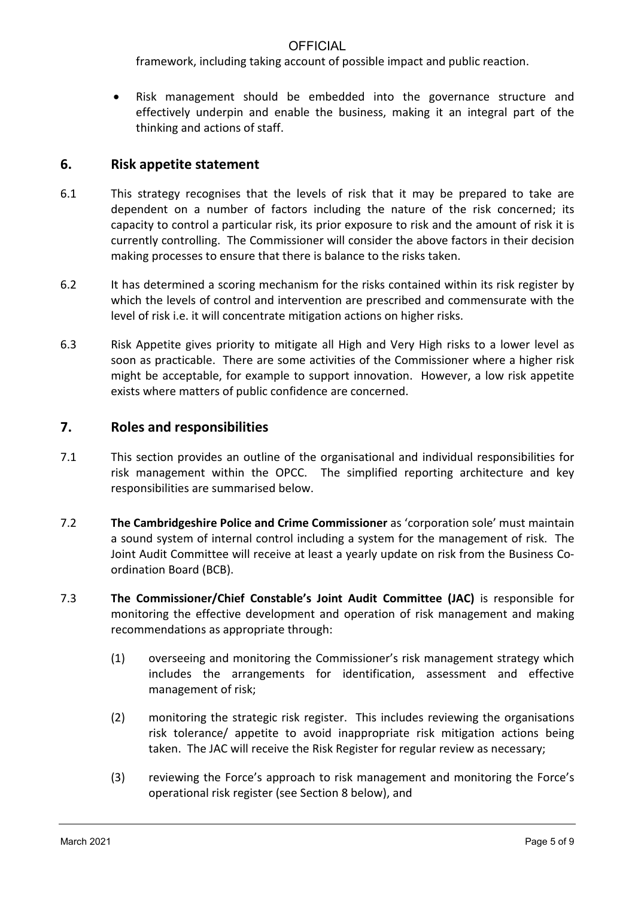framework, including taking account of possible impact and public reaction.

- Risk management should be embedded into the governance structure and effectively underpin and enable the business, making it an integral part of the thinking and actions of staff.

## 6. Risk appetite statement

6.1 This strategy recognises that the levels of risk that it may be prepared to take are dependent on a number of factors including the nature of the risk concerned; its capacity to control a particular risk, its prior exposure to risk and the amount of risk it is currently controlling. The Commissioner will consider the above factors in their decision making processes to ensure that there is balance to the risks taken.

6.2 It has determined a scoring mechanism for the risks contained within its risk register by which the levels of control and intervention are prescribed and commensurate with the level of risk i.e. it will concentrate mitigation actions on higher risks.

6.3 Risk Appetite gives priority to mitigate all High and Very High risks to a lower level as soon as practicable. There are some activities of the Commissioner where a higher risk might be acceptable, for example to support innovation. However, a low risk appetite exists where matters of public confidence are concerned.

## 7. Roles and responsibilities

7.1 This section provides an outline of the organisational and individual responsibilities for risk management within the OPCC. The simplified reporting architecture and key responsibilities are summarised below.

7.2 **The Cambridgeshire Police and Crime Commissioner** as 'corporation sole' must maintain a sound system of internal control including a system for the management of risk. The Joint Audit Committee will receive at least a yearly update on risk from the Business Co-ordination Board (BCB).

7.3 **The Commissioner/Chief Constable's Joint Audit Committee (JAC)** is responsible for monitoring the effective development and operation of risk management and making recommendations as appropriate through:

(1) overseeing and monitoring the Commissioner's risk management strategy which includes the arrangements for identification, assessment and effective management of risk;

(2) monitoring the strategic risk register. This includes reviewing the organisations risk tolerance/ appetite to avoid inappropriate risk mitigation actions being taken. The JAC will receive the Risk Register for regular review as necessary;

(3) reviewing the Force's approach to risk management and monitoring the Force's operational risk register (see Section 8 below), and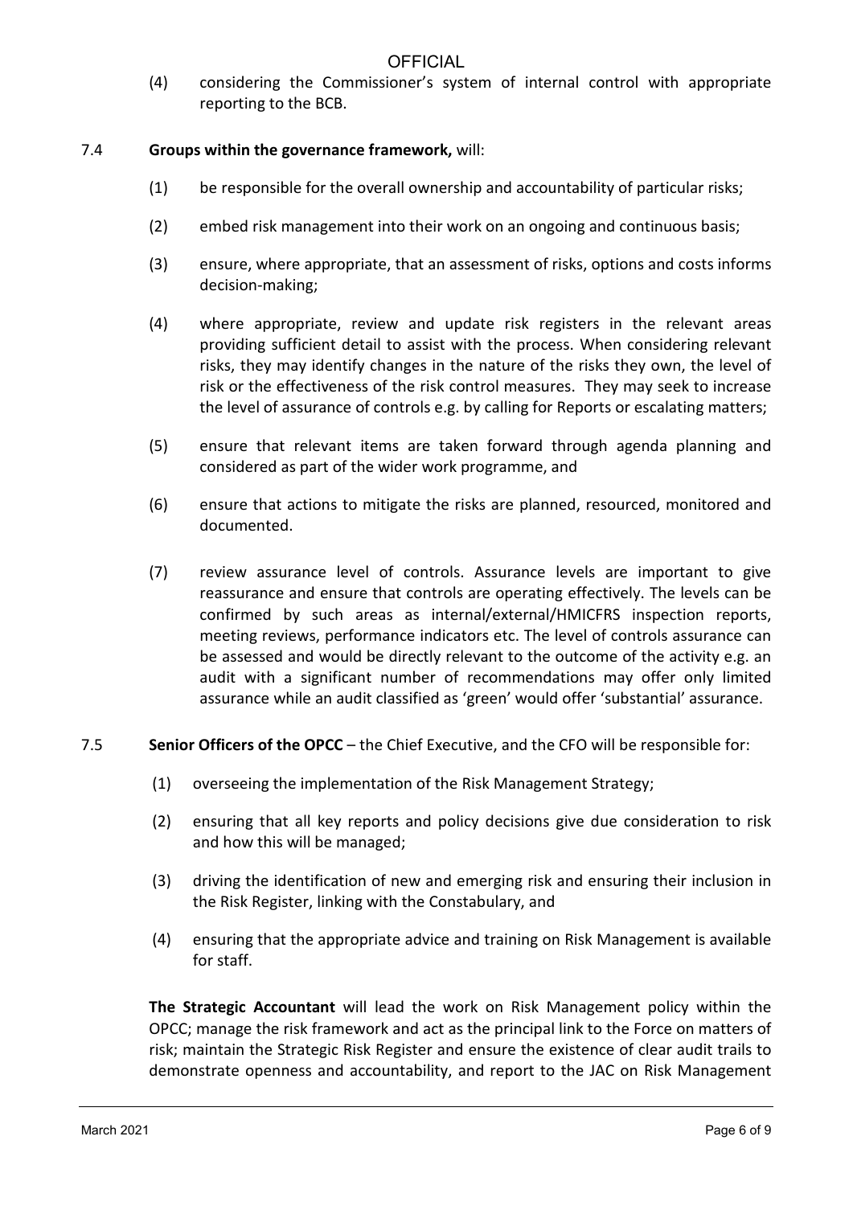(4) considering the Commissioner's system of internal control with appropriate reporting to the BCB.

7.4 **Groups within the governance framework,** will:

(1) be responsible for the overall ownership and accountability of particular risks;

(2) embed risk management into their work on an ongoing and continuous basis;

(3) ensure, where appropriate, that an assessment of risks, options and costs informs decision-making;

(4) where appropriate, review and update risk registers in the relevant areas providing sufficient detail to assist with the process. When considering relevant risks, they may identify changes in the nature of the risks they own, the level of risk or the effectiveness of the risk control measures. They may seek to increase the level of assurance of controls e.g. by calling for Reports or escalating matters;

(5) ensure that relevant items are taken forward through agenda planning and considered as part of the wider work programme, and

(6) ensure that actions to mitigate the risks are planned, resourced, monitored and documented.

(7) review assurance level of controls. Assurance levels are important to give reassurance and ensure that controls are operating effectively. The levels can be confirmed by such areas as internal/external/HMICFRS inspection reports, meeting reviews, performance indicators etc. The level of controls assurance can be assessed and would be directly relevant to the outcome of the activity e.g. an audit with a significant number of recommendations may offer only limited assurance while an audit classified as 'green' would offer 'substantial' assurance.

7.5 **Senior Officers of the OPCC** – the Chief Executive, and the CFO will be responsible for:

(1) overseeing the implementation of the Risk Management Strategy;

(2) ensuring that all key reports and policy decisions give due consideration to risk and how this will be managed;

(3) driving the identification of new and emerging risk and ensuring their inclusion in the Risk Register, linking with the Constabulary, and

(4) ensuring that the appropriate advice and training on Risk Management is available for staff.

**The Strategic Accountant** will lead the work on Risk Management policy within the OPCC; manage the risk framework and act as the principal link to the Force on matters of risk; maintain the Strategic Risk Register and ensure the existence of clear audit trails to demonstrate openness and accountability, and report to the JAC on Risk Management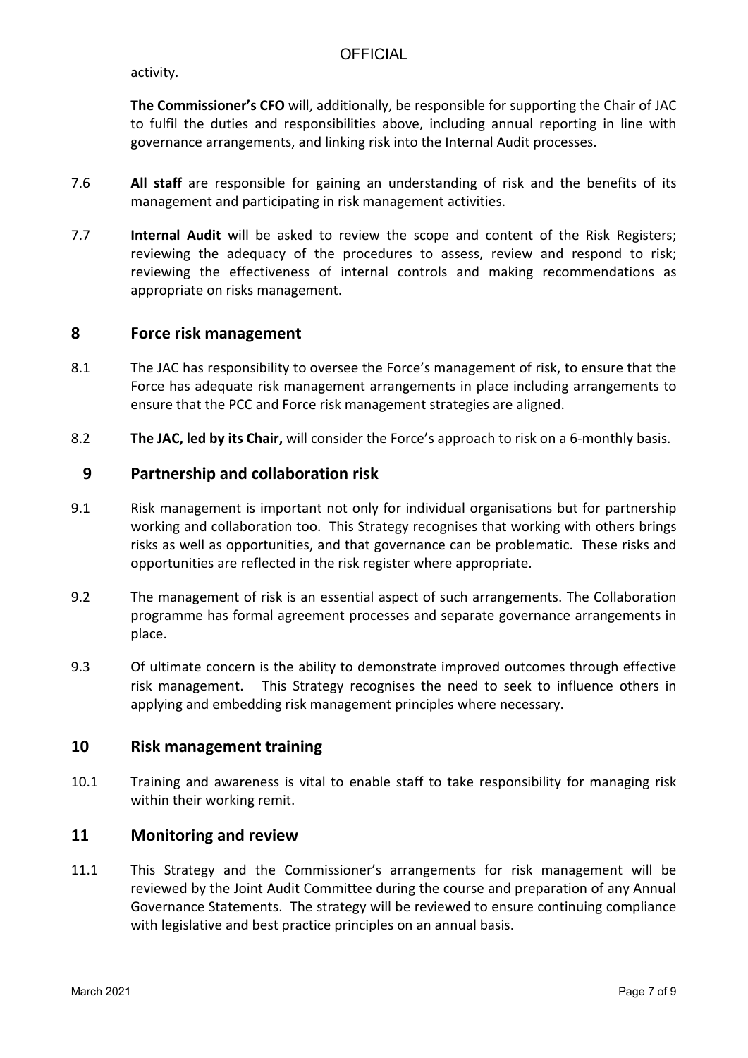activity.

**The Commissioner's CFO** will, additionally, be responsible for supporting the Chair of JAC to fulfil the duties and responsibilities above, including annual reporting in line with governance arrangements, and linking risk into the Internal Audit processes.

7.6 **All staff** are responsible for gaining an understanding of risk and the benefits of its management and participating in risk management activities.

7.7 **Internal Audit** will be asked to review the scope and content of the Risk Registers; reviewing the adequacy of the procedures to assess, review and respond to risk; reviewing the effectiveness of internal controls and making recommendations as appropriate on risks management.

## 8 Force risk management

8.1 The JAC has responsibility to oversee the Force's management of risk, to ensure that the Force has adequate risk management arrangements in place including arrangements to ensure that the PCC and Force risk management strategies are aligned.

8.2 **The JAC, led by its Chair,** will consider the Force's approach to risk on a 6-monthly basis.

## 9 Partnership and collaboration risk

9.1 Risk management is important not only for individual organisations but for partnership working and collaboration too. This Strategy recognises that working with others brings risks as well as opportunities, and that governance can be problematic. These risks and opportunities are reflected in the risk register where appropriate.

9.2 The management of risk is an essential aspect of such arrangements. The Collaboration programme has formal agreement processes and separate governance arrangements in place.

9.3 Of ultimate concern is the ability to demonstrate improved outcomes through effective risk management. This Strategy recognises the need to seek to influence others in applying and embedding risk management principles where necessary.

## 10 Risk management training

10.1 Training and awareness is vital to enable staff to take responsibility for managing risk within their working remit.

## 11 Monitoring and review

11.1 This Strategy and the Commissioner's arrangements for risk management will be reviewed by the Joint Audit Committee during the course and preparation of any Annual Governance Statements. The strategy will be reviewed to ensure continuing compliance with legislative and best practice principles on an annual basis.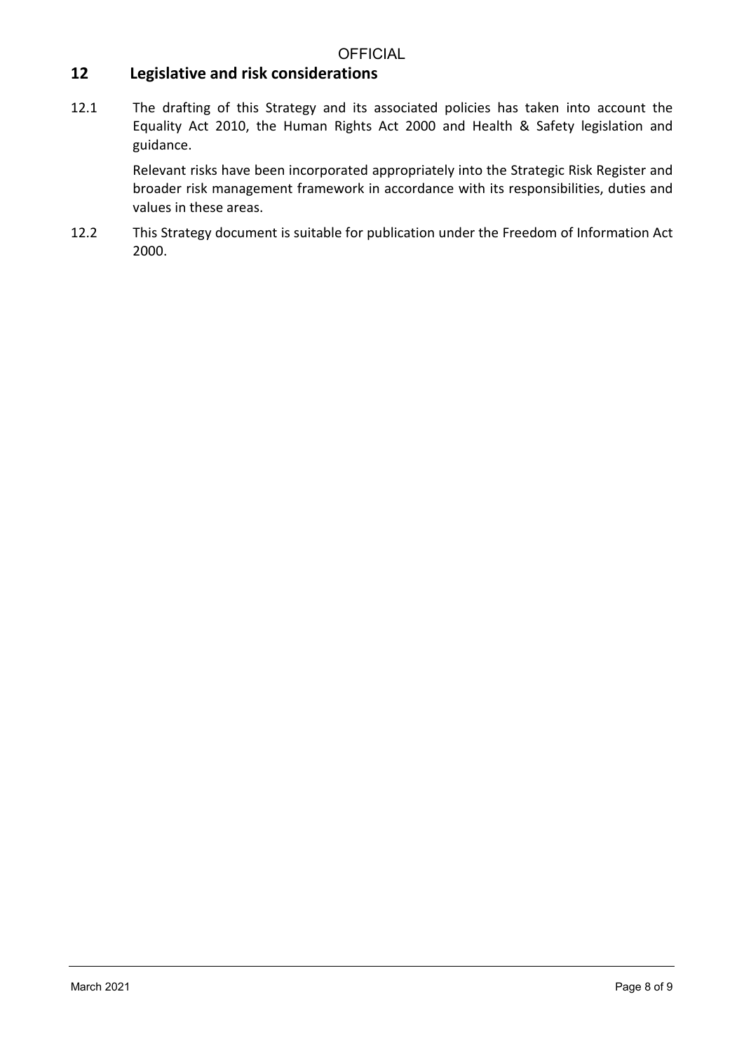## 12 Legislative and risk considerations

12.1 The drafting of this Strategy and its associated policies has taken into account the Equality Act 2010, the Human Rights Act 2000 and Health & Safety legislation and guidance.

Relevant risks have been incorporated appropriately into the Strategic Risk Register and broader risk management framework in accordance with its responsibilities, duties and values in these areas.

12.2 This Strategy document is suitable for publication under the Freedom of Information Act 2000.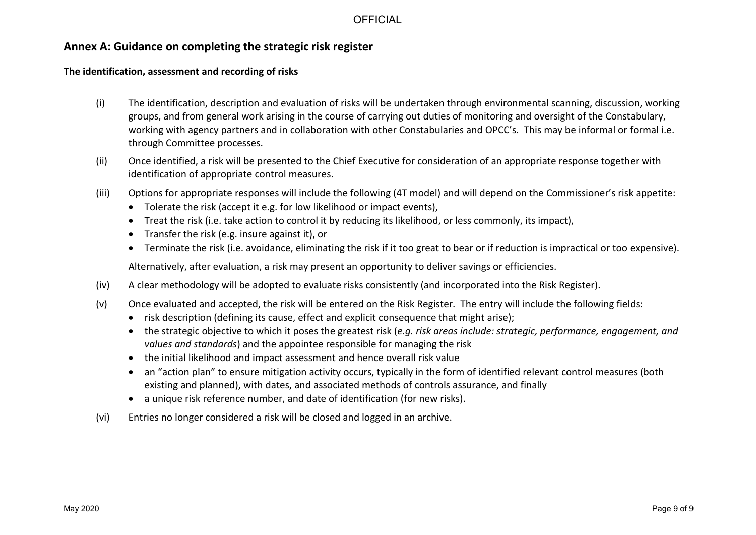## Annex A: Guidance on completing the strategic risk register

### The identification, assessment and recording of risks

(i) The identification, description and evaluation of risks will be undertaken through environmental scanning, discussion, working groups, and from general work arising in the course of carrying out duties of monitoring and oversight of the Constabulary, working with agency partners and in collaboration with other Constabularies and OPCC's. This may be informal or formal i.e. through Committee processes.

(ii) Once identified, a risk will be presented to the Chief Executive for consideration of an appropriate response together with identification of appropriate control measures.

(iii) Options for appropriate responses will include the following (4T model) and will depend on the Commissioner's risk appetite:

- Tolerate the risk (accept it e.g. for low likelihood or impact events),
- Treat the risk (i.e. take action to control it by reducing its likelihood, or less commonly, its impact),
- Transfer the risk (e.g. insure against it), or
- Terminate the risk (i.e. avoidance, eliminating the risk if it too great to bear or if reduction is impractical or too expensive).

Alternatively, after evaluation, a risk may present an opportunity to deliver savings or efficiencies.

(iv) A clear methodology will be adopted to evaluate risks consistently (and incorporated into the Risk Register).

(v) Once evaluated and accepted, the risk will be entered on the Risk Register. The entry will include the following fields:

- risk description (defining its cause, effect and explicit consequence that might arise);
- the strategic objective to which it poses the greatest risk (*e.g. risk areas include: strategic, performance, engagement, and values and standards*) and the appointee responsible for managing the risk
- the initial likelihood and impact assessment and hence overall risk value
- an "action plan" to ensure mitigation activity occurs, typically in the form of identified relevant control measures (both existing and planned), with dates, and associated methods of controls assurance, and finally
- a unique risk reference number, and date of identification (for new risks).

(vi) Entries no longer considered a risk will be closed and logged in an archive.